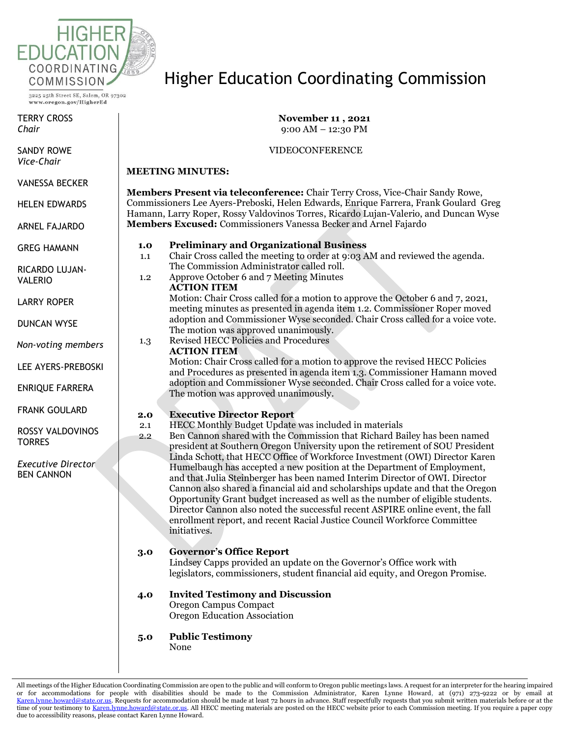HIGHER EDUCATION COORDINATING COMMISSION

3225 25th Street SE, Salem, OR 97302
www.oregon.gov/HigherEd

# Higher Education Coordinating Commission

TERRY CROSS
*Chair*

SANDY ROWE
*Vice-Chair*

VANESSA BECKER

HELEN EDWARDS

ARNEL FAJARDO

GREG HAMANN

RICARDO LUJAN-VALERIO

LARRY ROPER

DUNCAN WYSE

*Non-voting members*

LEE AYERS-PREBOSKI

ENRIQUE FARRERA

FRANK GOULARD

ROSSY VALDOVINOS TORRES

*Executive Director*
BEN CANNON

**November 11 , 2021**
9:00 AM – 12:30 PM

VIDEOCONFERENCE

**MEETING MINUTES:**

**Members Present via teleconference:** Chair Terry Cross, Vice-Chair Sandy Rowe, Commissioners Lee Ayers-Preboski, Helen Edwards, Enrique Farrera, Frank Goulard Greg Hamann, Larry Roper, Rossy Valdovinos Torres, Ricardo Lujan-Valerio, and Duncan Wyse
**Members Excused:** Commissioners Vanessa Becker and Arnel Fajardo

**1.0 Preliminary and Organizational Business**

1.1 Chair Cross called the meeting to order at 9:03 AM and reviewed the agenda. The Commission Administrator called roll.

1.2 Approve October 6 and 7 Meeting Minutes
**ACTION ITEM**
Motion: Chair Cross called for a motion to approve the October 6 and 7, 2021, meeting minutes as presented in agenda item 1.2. Commissioner Roper moved adoption and Commissioner Wyse seconded. Chair Cross called for a voice vote. The motion was approved unanimously.

1.3 Revised HECC Policies and Procedures
**ACTION ITEM**
Motion: Chair Cross called for a motion to approve the revised HECC Policies and Procedures as presented in agenda item 1.3. Commissioner Hamann moved adoption and Commissioner Wyse seconded. Chair Cross called for a voice vote. The motion was approved unanimously.

**2.0 Executive Director Report**

2.1 HECC Monthly Budget Update was included in materials

2.2 Ben Cannon shared with the Commission that Richard Bailey has been named president at Southern Oregon University upon the retirement of SOU President Linda Schott, that HECC Office of Workforce Investment (OWI) Director Karen Humelbaugh has accepted a new position at the Department of Employment, and that Julia Steinberger has been named Interim Director of OWI. Director Cannon also shared a financial aid and scholarships update and that the Oregon Opportunity Grant budget increased as well as the number of eligible students. Director Cannon also noted the successful recent ASPIRE online event, the fall enrollment report, and recent Racial Justice Council Workforce Committee initiatives.

**3.0 Governor's Office Report**

Lindsey Capps provided an update on the Governor's Office work with legislators, commissioners, student financial aid equity, and Oregon Promise.

**4.0 Invited Testimony and Discussion**

Oregon Campus Compact
Oregon Education Association

**5.0 Public Testimony**

None

All meetings of the Higher Education Coordinating Commission are open to the public and will conform to Oregon public meetings laws. A request for an interpreter for the hearing impaired or for accommodations for people with disabilities should be made to the Commission Administrator, Karen Lynne Howard, at (971) 273-9222 or by email at Karen.lynne.howard@state.or.us. Requests for accommodation should be made at least 72 hours in advance. Staff respectfully requests that you submit written materials before or at the time of your testimony to Karen.lynne.howard@state.or.us. All HECC meeting materials are posted on the HECC website prior to each Commission meeting. If you require a paper copy due to accessibility reasons, please contact Karen Lynne Howard.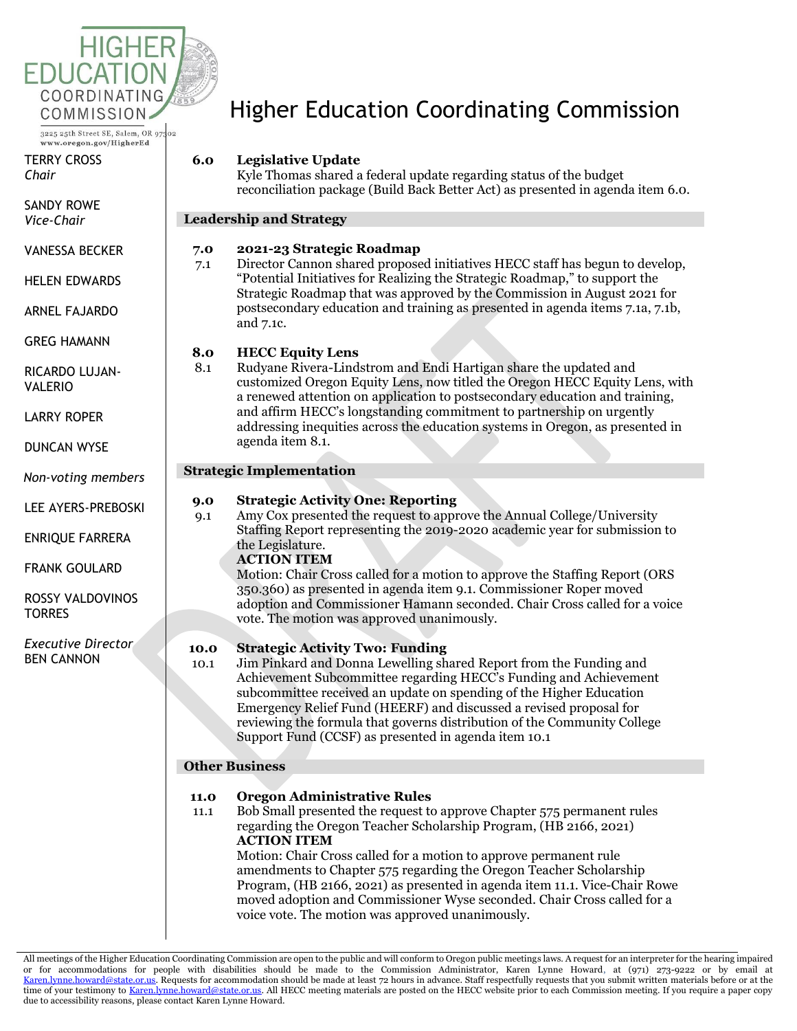# Higher Education Coordinating Commission

3225 25th Street SE, Salem, OR 97302
www.oregon.gov/HigherEd

TERRY CROSS
*Chair*

SANDY ROWE
*Vice-Chair*

VANESSA BECKER

HELEN EDWARDS

ARNEL FAJARDO

GREG HAMANN

RICARDO LUJAN-VALERIO

LARRY ROPER

DUNCAN WYSE

*Non-voting members*

LEE AYERS-PREBOSKI

ENRIQUE FARRERA

FRANK GOULARD

ROSSY VALDOVINOS TORRES

*Executive Director*
BEN CANNON

**6.0 Legislative Update**
Kyle Thomas shared a federal update regarding status of the budget reconciliation package (Build Back Better Act) as presented in agenda item 6.0.

## Leadership and Strategy

**7.0 2021-23 Strategic Roadmap**

7.1 Director Cannon shared proposed initiatives HECC staff has begun to develop, "Potential Initiatives for Realizing the Strategic Roadmap," to support the Strategic Roadmap that was approved by the Commission in August 2021 for postsecondary education and training as presented in agenda items 7.1a, 7.1b, and 7.1c.

**8.0 HECC Equity Lens**

8.1 Rudyane Rivera-Lindstrom and Endi Hartigan share the updated and customized Oregon Equity Lens, now titled the Oregon HECC Equity Lens, with a renewed attention on application to postsecondary education and training, and affirm HECC's longstanding commitment to partnership on urgently addressing inequities across the education systems in Oregon, as presented in agenda item 8.1.

## Strategic Implementation

**9.0 Strategic Activity One: Reporting**

9.1 Amy Cox presented the request to approve the Annual College/University Staffing Report representing the 2019-2020 academic year for submission to the Legislature.
**ACTION ITEM**
Motion: Chair Cross called for a motion to approve the Staffing Report (ORS 350.360) as presented in agenda item 9.1. Commissioner Roper moved adoption and Commissioner Hamann seconded. Chair Cross called for a voice vote. The motion was approved unanimously.

**10.0 Strategic Activity Two: Funding**

10.1 Jim Pinkard and Donna Lewelling shared Report from the Funding and Achievement Subcommittee regarding HECC's Funding and Achievement subcommittee received an update on spending of the Higher Education Emergency Relief Fund (HEERF) and discussed a revised proposal for reviewing the formula that governs distribution of the Community College Support Fund (CCSF) as presented in agenda item 10.1

## Other Business

**11.0 Oregon Administrative Rules**

11.1 Bob Small presented the request to approve Chapter 575 permanent rules regarding the Oregon Teacher Scholarship Program, (HB 2166, 2021)
**ACTION ITEM**
Motion: Chair Cross called for a motion to approve permanent rule amendments to Chapter 575 regarding the Oregon Teacher Scholarship Program, (HB 2166, 2021) as presented in agenda item 11.1. Vice-Chair Rowe moved adoption and Commissioner Wyse seconded. Chair Cross called for a voice vote. The motion was approved unanimously.

All meetings of the Higher Education Coordinating Commission are open to the public and will conform to Oregon public meetings laws. A request for an interpreter for the hearing impaired or for accommodations for people with disabilities should be made to the Commission Administrator, Karen Lynne Howard, at (971) 273-9222 or by email at Karen.lynne.howard@state.or.us. Requests for accommodation should be made at least 72 hours in advance. Staff respectfully requests that you submit written materials before or at the time of your testimony to Karen.lynne.howard@state.or.us. All HECC meeting materials are posted on the HECC website prior to each Commission meeting. If you require a paper copy due to accessibility reasons, please contact Karen Lynne Howard.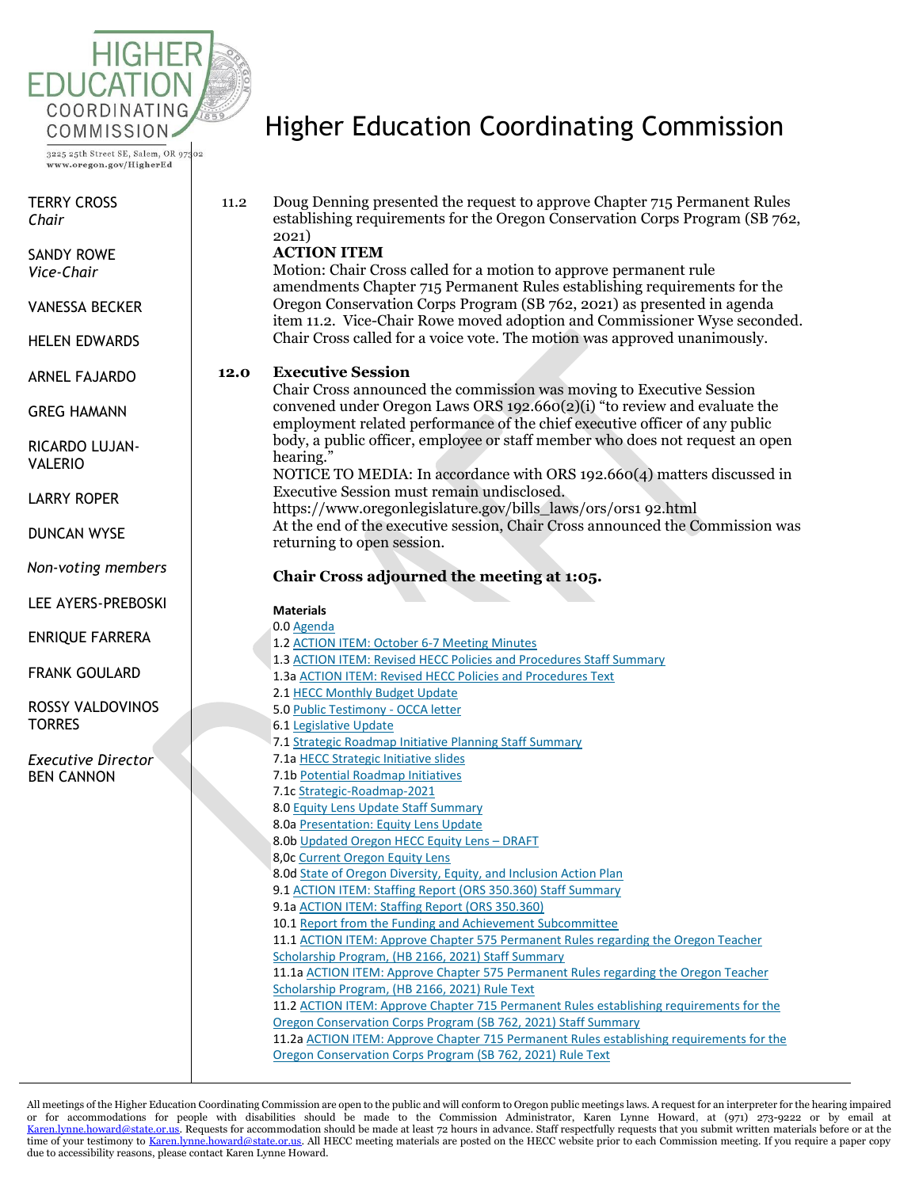# Higher Education Coordinating Commission

3225 25th Street SE, Salem, OR 97302
www.oregon.gov/HigherEd

TERRY CROSS
*Chair*

SANDY ROWE
*Vice-Chair*

VANESSA BECKER

HELEN EDWARDS

ARNEL FAJARDO

GREG HAMANN

RICARDO LUJAN-VALERIO

LARRY ROPER

DUNCAN WYSE

*Non-voting members*

LEE AYERS-PREBOSKI

ENRIQUE FARRERA

FRANK GOULARD

ROSSY VALDOVINOS TORRES

*Executive Director*
BEN CANNON

11.2 Doug Denning presented the request to approve Chapter 715 Permanent Rules establishing requirements for the Oregon Conservation Corps Program (SB 762, 2021)

**ACTION ITEM**

Motion: Chair Cross called for a motion to approve permanent rule amendments Chapter 715 Permanent Rules establishing requirements for the Oregon Conservation Corps Program (SB 762, 2021) as presented in agenda item 11.2. Vice-Chair Rowe moved adoption and Commissioner Wyse seconded. Chair Cross called for a voice vote. The motion was approved unanimously.

**12.0 Executive Session**

Chair Cross announced the commission was moving to Executive Session convened under Oregon Laws ORS 192.660(2)(i) "to review and evaluate the employment related performance of the chief executive officer of any public body, a public officer, employee or staff member who does not request an open hearing."

NOTICE TO MEDIA: In accordance with ORS 192.660(4) matters discussed in Executive Session must remain undisclosed.

https://www.oregonlegislature.gov/bills_laws/ors/ors1 92.html

At the end of the executive session, Chair Cross announced the Commission was returning to open session.

**Chair Cross adjourned the meeting at 1:05.**

**Materials**

0.0 Agenda
1.2 ACTION ITEM: October 6-7 Meeting Minutes
1.3 ACTION ITEM: Revised HECC Policies and Procedures Staff Summary
1.3a ACTION ITEM: Revised HECC Policies and Procedures Text
2.1 HECC Monthly Budget Update
5.0 Public Testimony - OCCA letter
6.1 Legislative Update
7.1 Strategic Roadmap Initiative Planning Staff Summary
7.1a HECC Strategic Initiative slides
7.1b Potential Roadmap Initiatives
7.1c Strategic-Roadmap-2021
8.0 Equity Lens Update Staff Summary
8.0a Presentation: Equity Lens Update
8.0b Updated Oregon HECC Equity Lens – DRAFT
8,0c Current Oregon Equity Lens
8.0d State of Oregon Diversity, Equity, and Inclusion Action Plan
9.1 ACTION ITEM: Staffing Report (ORS 350.360) Staff Summary
9.1a ACTION ITEM: Staffing Report (ORS 350.360)
10.1 Report from the Funding and Achievement Subcommittee
11.1 ACTION ITEM: Approve Chapter 575 Permanent Rules regarding the Oregon Teacher Scholarship Program, (HB 2166, 2021) Staff Summary
11.1a ACTION ITEM: Approve Chapter 575 Permanent Rules regarding the Oregon Teacher Scholarship Program, (HB 2166, 2021) Rule Text
11.2 ACTION ITEM: Approve Chapter 715 Permanent Rules establishing requirements for the Oregon Conservation Corps Program (SB 762, 2021) Staff Summary
11.2a ACTION ITEM: Approve Chapter 715 Permanent Rules establishing requirements for the Oregon Conservation Corps Program (SB 762, 2021) Rule Text

All meetings of the Higher Education Coordinating Commission are open to the public and will conform to Oregon public meetings laws. A request for an interpreter for the hearing impaired or for accommodations for people with disabilities should be made to the Commission Administrator, Karen Lynne Howard, at (971) 273-9222 or by email at Karen.lynne.howard@state.or.us. Requests for accommodation should be made at least 72 hours in advance. Staff respectfully requests that you submit written materials before or at the time of your testimony to Karen.lynne.howard@state.or.us. All HECC meeting materials are posted on the HECC website prior to each Commission meeting. If you require a paper copy due to accessibility reasons, please contact Karen Lynne Howard.